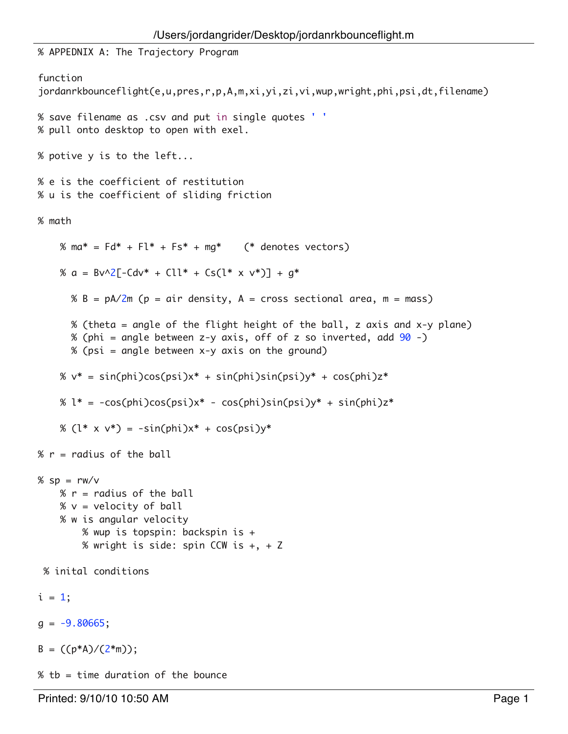```matlab
% APPEDNIX A: The Trajectory Program

function
jordanrkbounceflight(e,u,pres,r,p,A,m,xi,yi,zi,vi,wup,wright,phi,psi,dt,filename)

% save filename as .csv and put in single quotes ' '
% pull onto desktop to open with exel.

% potive y is to the left...

% e is the coefficient of restitution
% u is the coefficient of sliding friction

% math

    % ma* = Fd* + Fl* + Fs* + mg*    (* denotes vectors)

    % a = Bv^2[-Cdv* + Cll* + Cs(l* x v*)] + g*

      % B = pA/2m (p = air density, A = cross sectional area, m = mass)

      % (theta = angle of the flight height of the ball, z axis and x-y plane)
      % (phi = angle between z-y axis, off of z so inverted, add 90 -)
      % (psi = angle between x-y axis on the ground)

    % v* = sin(phi)cos(psi)x* + sin(phi)sin(psi)y* + cos(phi)z*

    % l* = -cos(phi)cos(psi)x* - cos(phi)sin(psi)y* + sin(phi)z*

    % (l* x v*) = -sin(phi)x* + cos(psi)y*

% r = radius of the ball

% sp = rw/v
    % r = radius of the ball
    % v = velocity of ball
    % w is angular velocity
        % wup is topspin: backspin is +
        % wright is side: spin CCW is +, + Z

 % inital conditions

i = 1;

g = -9.80665;

B = ((p*A)/(2*m));

% tb = time duration of the bounce
```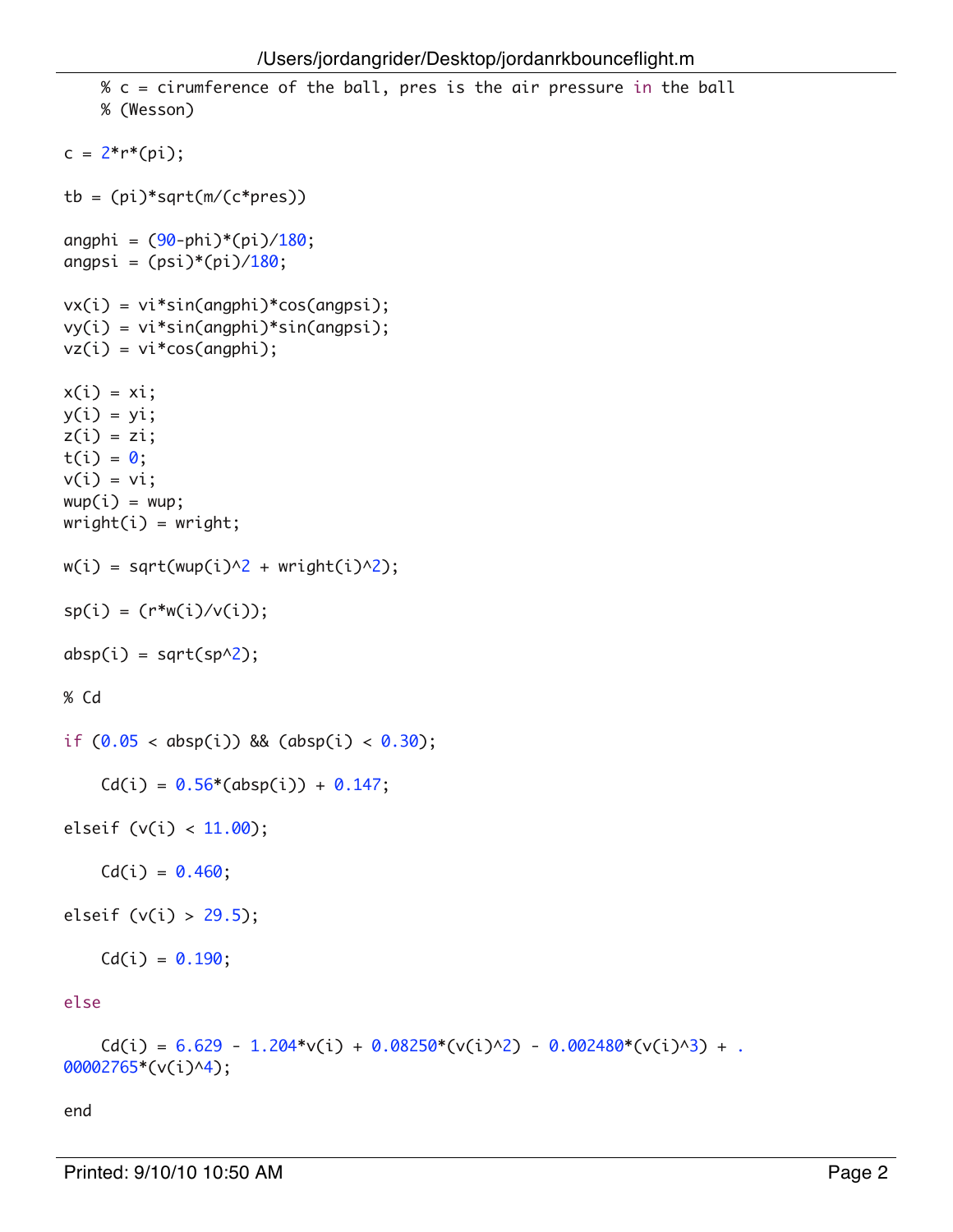```matlab
    % c = cirumference of the ball, pres is the air pressure in the ball
    % (Wesson)

c = 2*r*(pi);

tb = (pi)*sqrt(m/(c*pres))

angphi = (90-phi)*(pi)/180;
angpsi = (psi)*(pi)/180;

vx(i) = vi*sin(angphi)*cos(angpsi);
vy(i) = vi*sin(angphi)*sin(angpsi);
vz(i) = vi*cos(angphi);

x(i) = xi;
y(i) = yi;
z(i) = zi;
t(i) = 0;
v(i) = vi;
wup(i) = wup;
wright(i) = wright;

w(i) = sqrt(wup(i)^2 + wright(i)^2);

sp(i) = (r*w(i)/v(i));

absp(i) = sqrt(sp^2);

% Cd

if (0.05 < absp(i)) && (absp(i) < 0.30);

    Cd(i) = 0.56*(absp(i)) + 0.147;

elseif (v(i) < 11.00);

    Cd(i) = 0.460;

elseif (v(i) > 29.5);

    Cd(i) = 0.190;

else

    Cd(i) = 6.629 - 1.204*v(i) + 0.08250*(v(i)^2) - 0.002480*(v(i)^3) + .
00002765*(v(i)^4);

end
```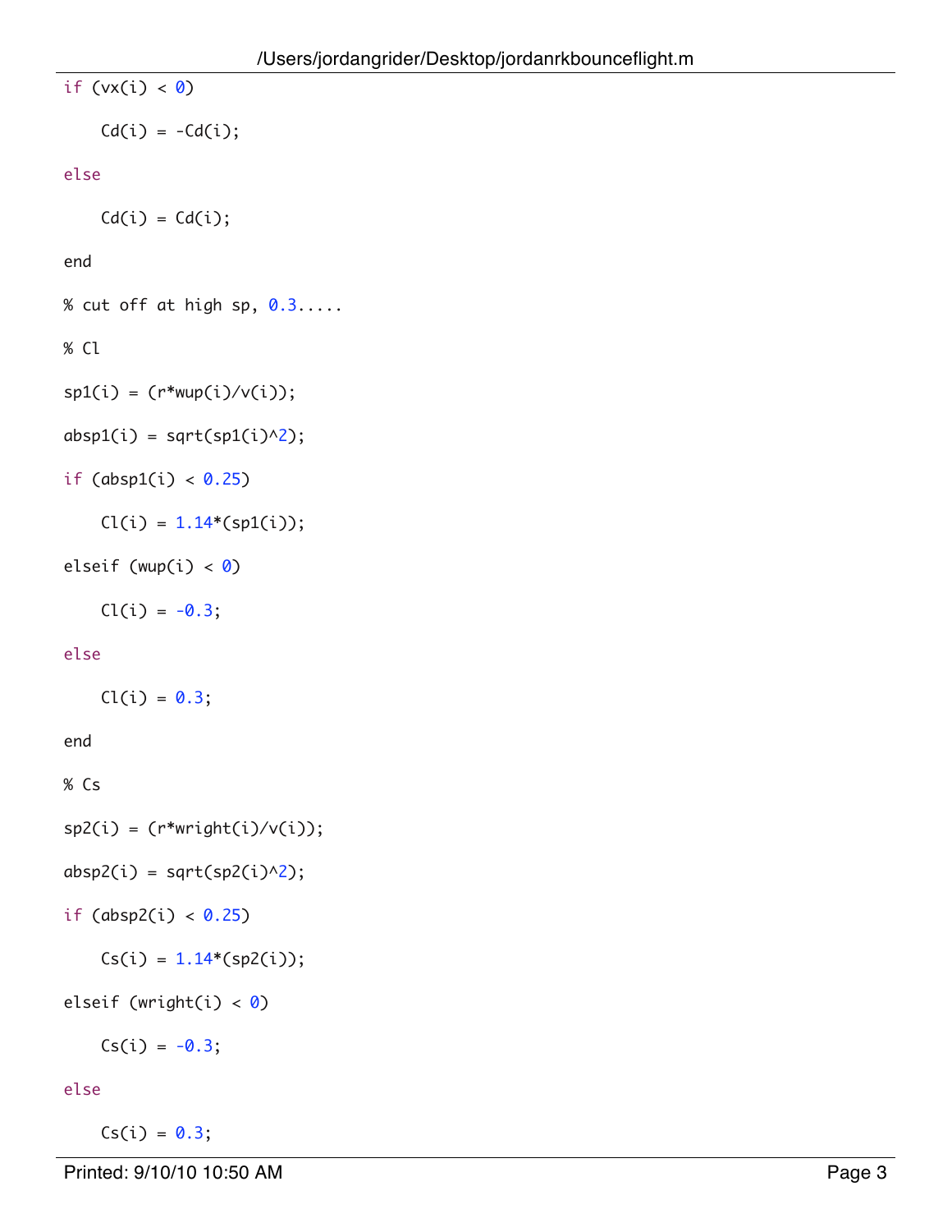```
if (vx(i) < 0)

    Cd(i) = -Cd(i);

else

    Cd(i) = Cd(i);

end

% cut off at high sp, 0.3.....

% Cl

sp1(i) = (r*wup(i)/v(i));

absp1(i) = sqrt(sp1(i)^2);

if (absp1(i) < 0.25)

    Cl(i) = 1.14*(sp1(i));

elseif (wup(i) < 0)

    Cl(i) = -0.3;

else

    Cl(i) = 0.3;

end

% Cs

sp2(i) = (r*wright(i)/v(i));

absp2(i) = sqrt(sp2(i)^2);

if (absp2(i) < 0.25)

    Cs(i) = 1.14*(sp2(i));

elseif (wright(i) < 0)

    Cs(i) = -0.3;

else

    Cs(i) = 0.3;
```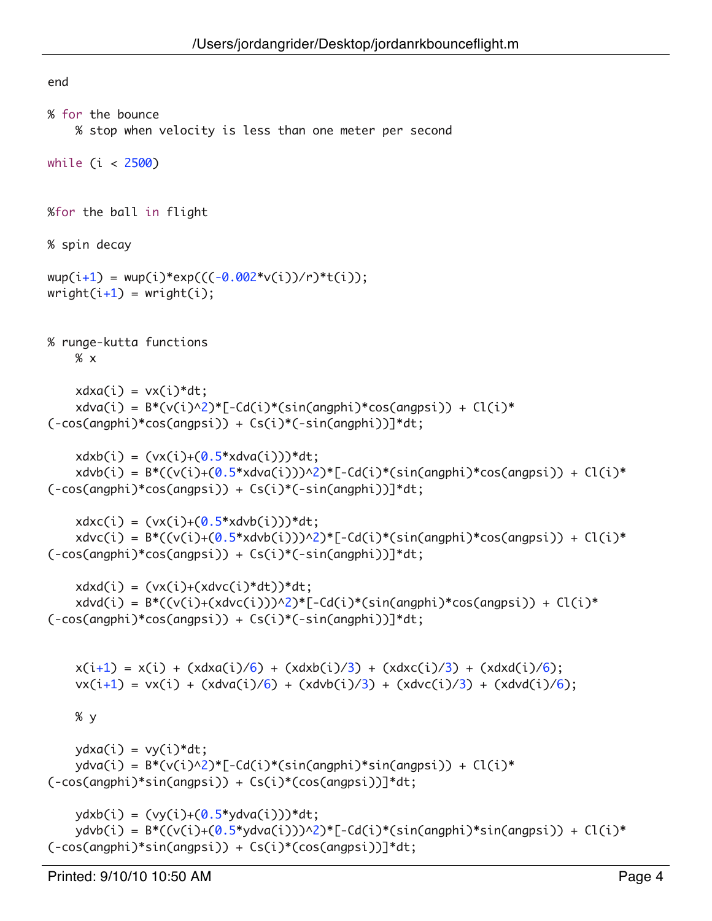```
end

% for the bounce
    % stop when velocity is less than one meter per second

while (i < 2500)


%for the ball in flight

% spin decay

wup(i+1) = wup(i)*exp(((-0.002*v(i))/r)*t(i));
wright(i+1) = wright(i);


% runge-kutta functions
    % x

    xdxa(i) = vx(i)*dt;
    xdva(i) = B*(v(i)^2)*[-Cd(i)*(sin(angphi)*cos(angpsi)) + Cl(i)*
(-cos(angphi)*cos(angpsi)) + Cs(i)*(-sin(angphi))]*dt;

    xdxb(i) = (vx(i)+(0.5*xdva(i)))*dt;
    xdvb(i) = B*((v(i)+(0.5*xdva(i)))^2)*[-Cd(i)*(sin(angphi)*cos(angpsi)) + Cl(i)*
(-cos(angphi)*cos(angpsi)) + Cs(i)*(-sin(angphi))]*dt;

    xdxc(i) = (vx(i)+(0.5*xdvb(i)))*dt;
    xdvc(i) = B*((v(i)+(0.5*xdvb(i)))^2)*[-Cd(i)*(sin(angphi)*cos(angpsi)) + Cl(i)*
(-cos(angphi)*cos(angpsi)) + Cs(i)*(-sin(angphi))]*dt;

    xdxd(i) = (vx(i)+(xdvc(i)*dt))*dt;
    xdvd(i) = B*((v(i)+(xdvc(i)))^2)*[-Cd(i)*(sin(angphi)*cos(angpsi)) + Cl(i)*
(-cos(angphi)*cos(angpsi)) + Cs(i)*(-sin(angphi))]*dt;


    x(i+1) = x(i) + (xdxa(i)/6) + (xdxb(i)/3) + (xdxc(i)/3) + (xdxd(i)/6);
    vx(i+1) = vx(i) + (xdva(i)/6) + (xdvb(i)/3) + (xdvc(i)/3) + (xdvd(i)/6);

    % y

    ydxa(i) = vy(i)*dt;
    ydva(i) = B*(v(i)^2)*[-Cd(i)*(sin(angphi)*sin(angpsi)) + Cl(i)*
(-cos(angphi)*sin(angpsi)) + Cs(i)*(cos(angpsi))]*dt;

    ydxb(i) = (vy(i)+(0.5*ydva(i)))*dt;
    ydvb(i) = B*((v(i)+(0.5*ydva(i)))^2)*[-Cd(i)*(sin(angphi)*sin(angpsi)) + Cl(i)*
(-cos(angphi)*sin(angpsi)) + Cs(i)*(cos(angpsi))]*dt;
```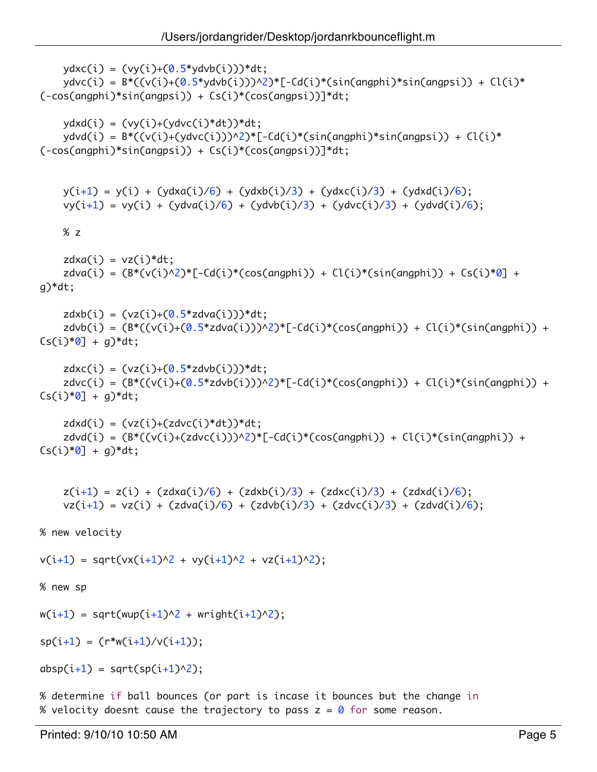```matlab
    ydxc(i) = (vy(i)+(0.5*ydvb(i)))*dt;
    ydvc(i) = B*((v(i)+(0.5*ydvb(i)))^2)*[-Cd(i)*(sin(angphi)*sin(angpsi)) + Cl(i)*
(-cos(angphi)*sin(angpsi)) + Cs(i)*(cos(angpsi))]*dt;

    ydxd(i) = (vy(i)+(ydvc(i)*dt))*dt;
    ydvd(i) = B*((v(i)+(ydvc(i)))^2)*[-Cd(i)*(sin(angphi)*sin(angpsi)) + Cl(i)*
(-cos(angphi)*sin(angpsi)) + Cs(i)*(cos(angpsi))]*dt;


    y(i+1) = y(i) + (ydxa(i)/6) + (ydxb(i)/3) + (ydxc(i)/3) + (ydxd(i)/6);
    vy(i+1) = vy(i) + (ydva(i)/6) + (ydvb(i)/3) + (ydvc(i)/3) + (ydvd(i)/6);

    % z

    zdxa(i) = vz(i)*dt;
    zdva(i) = (B*(v(i)^2)*[-Cd(i)*(cos(angphi)) + Cl(i)*(sin(angphi)) + Cs(i)*0] +
g)*dt;

    zdxb(i) = (vz(i)+(0.5*zdva(i)))*dt;
    zdvb(i) = (B*((v(i)+(0.5*zdva(i)))^2)*[-Cd(i)*(cos(angphi)) + Cl(i)*(sin(angphi)) +
Cs(i)*0] + g)*dt;

    zdxc(i) = (vz(i)+(0.5*zdvb(i)))*dt;
    zdvc(i) = (B*((v(i)+(0.5*zdvb(i)))^2)*[-Cd(i)*(cos(angphi)) + Cl(i)*(sin(angphi)) +
Cs(i)*0] + g)*dt;

    zdxd(i) = (vz(i)+(zdvc(i)*dt))*dt;
    zdvd(i) = (B*((v(i)+(zdvc(i)))^2)*[-Cd(i)*(cos(angphi)) + Cl(i)*(sin(angphi)) +
Cs(i)*0] + g)*dt;


    z(i+1) = z(i) + (zdxa(i)/6) + (zdxb(i)/3) + (zdxc(i)/3) + (zdxd(i)/6);
    vz(i+1) = vz(i) + (zdva(i)/6) + (zdvb(i)/3) + (zdvc(i)/3) + (zdvd(i)/6);

% new velocity

v(i+1) = sqrt(vx(i+1)^2 + vy(i+1)^2 + vz(i+1)^2);

% new sp

w(i+1) = sqrt(wup(i+1)^2 + wright(i+1)^2);

sp(i+1) = (r*w(i+1)/v(i+1));

absp(i+1) = sqrt(sp(i+1)^2);

% determine if ball bounces (or part is incase it bounces but the change in
% velocity doesnt cause the trajectory to pass z = 0 for some reason.
```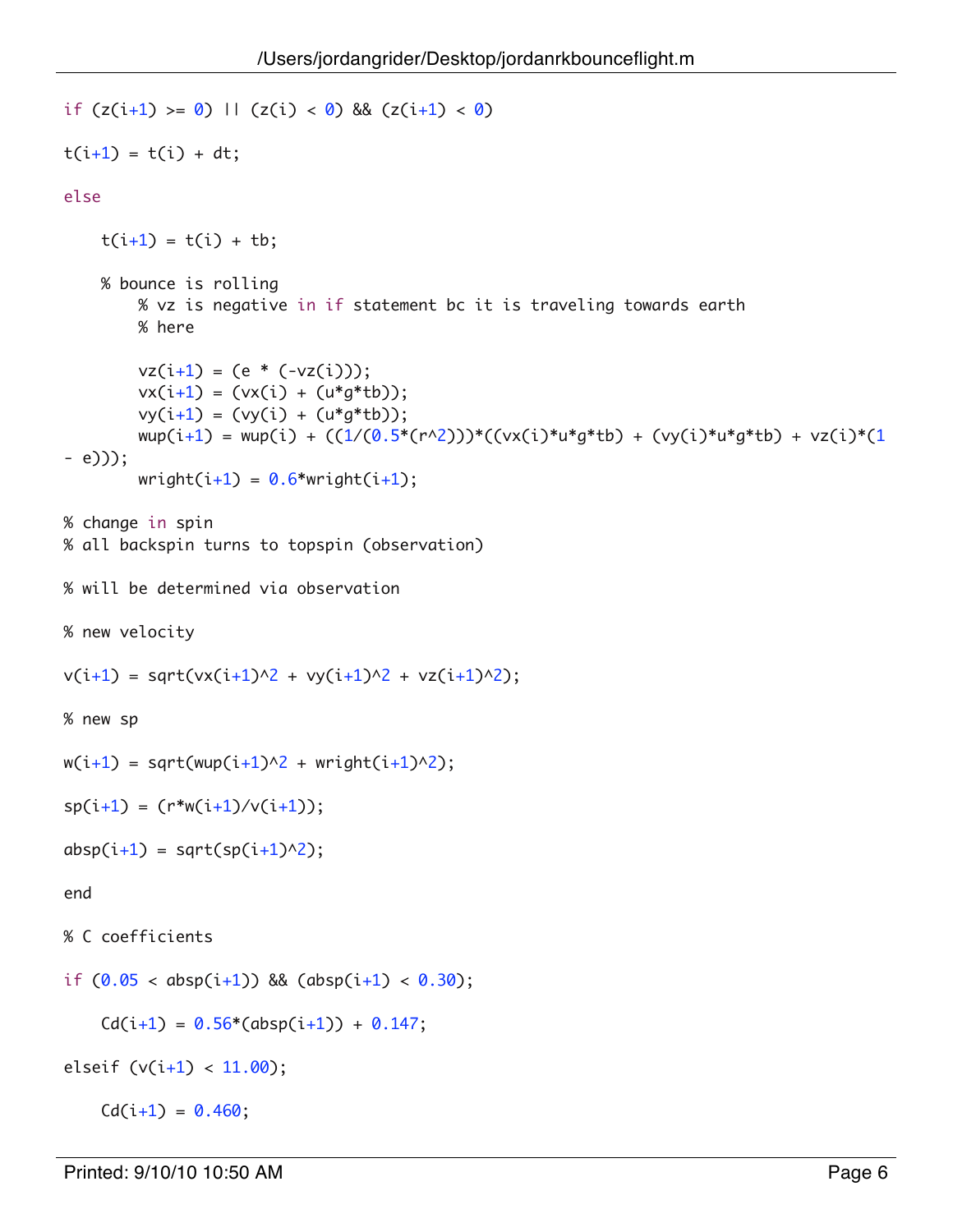```matlab
if (z(i+1) >= 0) || (z(i) < 0) && (z(i+1) < 0)

t(i+1) = t(i) + dt;

else

    t(i+1) = t(i) + tb;

    % bounce is rolling
        % vz is negative in if statement bc it is traveling towards earth
        % here

        vz(i+1) = (e * (-vz(i)));
        vx(i+1) = (vx(i) + (u*g*tb));
        vy(i+1) = (vy(i) + (u*g*tb));
        wup(i+1) = wup(i) + ((1/(0.5*(r^2)))*((vx(i)*u*g*tb) + (vy(i)*u*g*tb) + vz(i)*(1
- e)));
        wright(i+1) = 0.6*wright(i+1);

% change in spin
% all backspin turns to topspin (observation)

% will be determined via observation

% new velocity

v(i+1) = sqrt(vx(i+1)^2 + vy(i+1)^2 + vz(i+1)^2);

% new sp

w(i+1) = sqrt(wup(i+1)^2 + wright(i+1)^2);

sp(i+1) = (r*w(i+1)/v(i+1));

absp(i+1) = sqrt(sp(i+1)^2);

end

% C coefficients

if (0.05 < absp(i+1)) && (absp(i+1) < 0.30);

    Cd(i+1) = 0.56*(absp(i+1)) + 0.147;

elseif (v(i+1) < 11.00);

    Cd(i+1) = 0.460;
```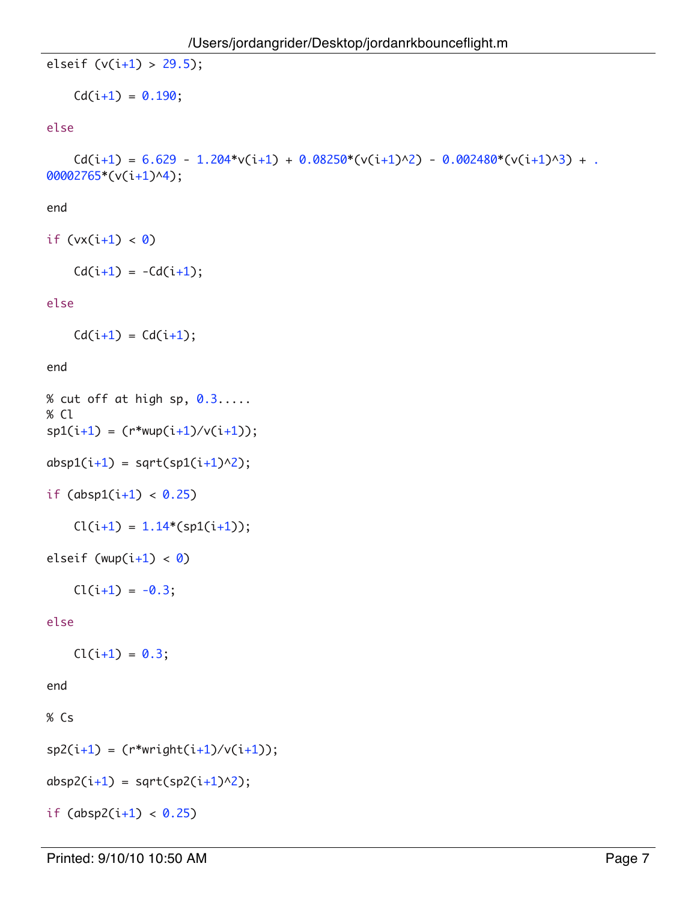```
elseif (v(i+1) > 29.5);

    Cd(i+1) = 0.190;

else

    Cd(i+1) = 6.629 - 1.204*v(i+1) + 0.08250*(v(i+1)^2) - 0.002480*(v(i+1)^3) + .
00002765*(v(i+1)^4);

end

if (vx(i+1) < 0)

    Cd(i+1) = -Cd(i+1);

else

    Cd(i+1) = Cd(i+1);

end

% cut off at high sp, 0.3.....
% Cl
sp1(i+1) = (r*wup(i+1)/v(i+1));

absp1(i+1) = sqrt(sp1(i+1)^2);

if (absp1(i+1) < 0.25)

    Cl(i+1) = 1.14*(sp1(i+1));

elseif (wup(i+1) < 0)

    Cl(i+1) = -0.3;

else

    Cl(i+1) = 0.3;

end

% Cs

sp2(i+1) = (r*wright(i+1)/v(i+1));

absp2(i+1) = sqrt(sp2(i+1)^2);

if (absp2(i+1) < 0.25)
```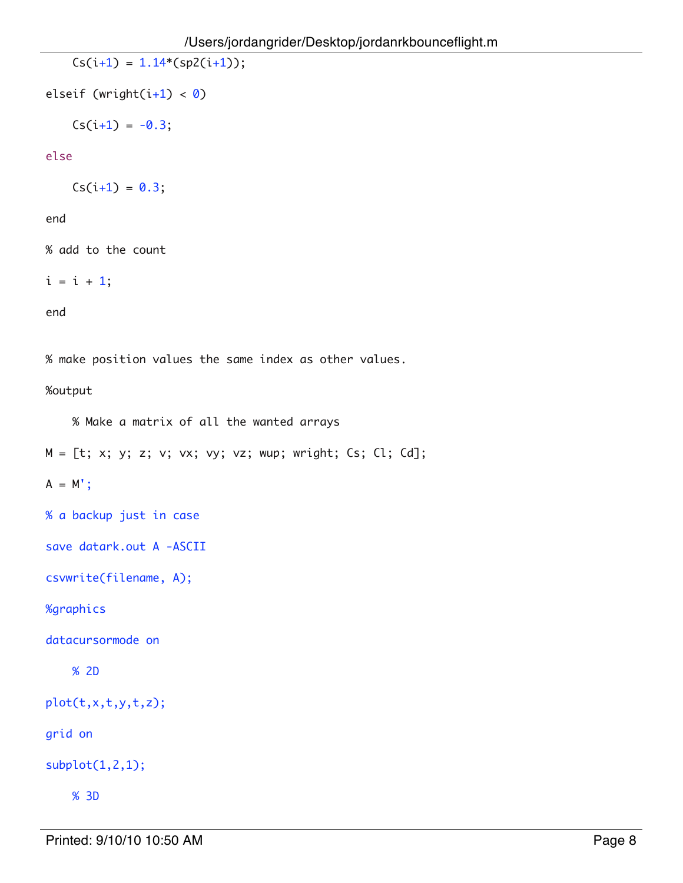```
    Cs(i+1) = 1.14*(sp2(i+1));

elseif (wright(i+1) < 0)

    Cs(i+1) = -0.3;

else

    Cs(i+1) = 0.3;

end

% add to the count

i = i + 1;

end


% make position values the same index as other values.

%output

    % Make a matrix of all the wanted arrays

M = [t; x; y; z; v; vx; vy; vz; wup; wright; Cs; Cl; Cd];

A = M';

% a backup just in case

save datark.out A -ASCII

csvwrite(filename, A);

%graphics

datacursormode on

    % 2D

plot(t,x,t,y,t,z);

grid on

subplot(1,2,1);

    % 3D
```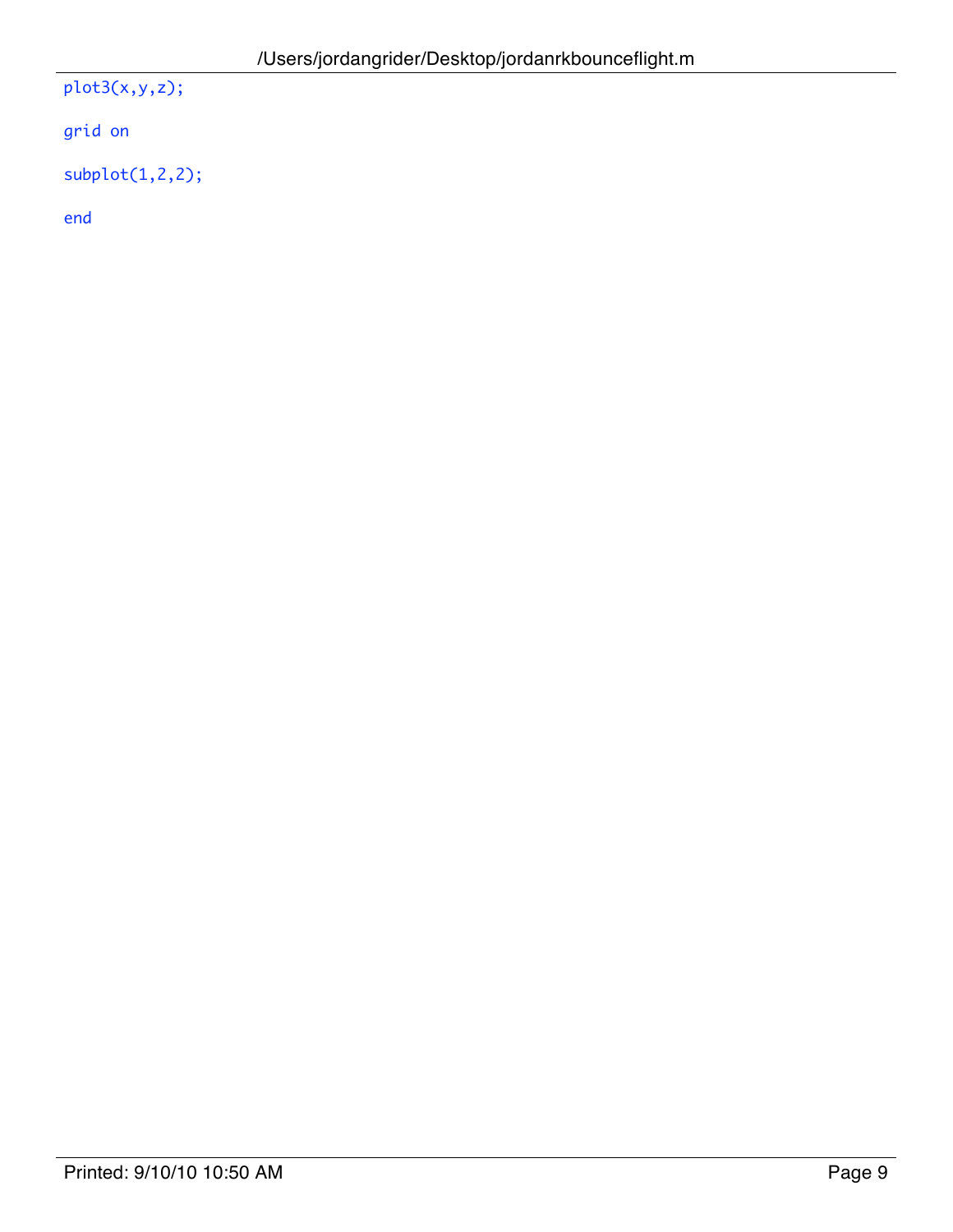```
plot3(x,y,z);

grid on

subplot(1,2,2);

end
```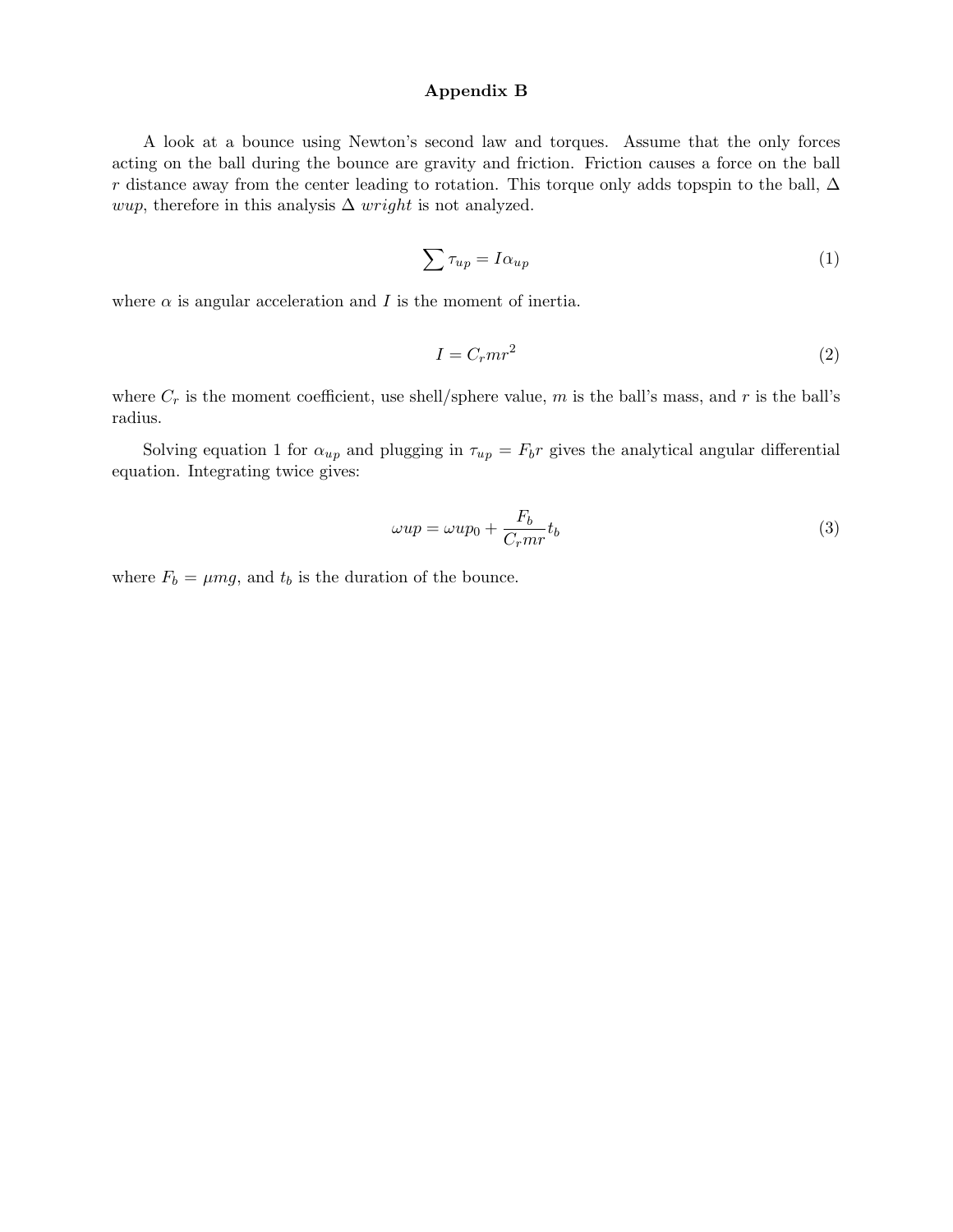## Appendix B

A look at a bounce using Newton's second law and torques. Assume that the only forces acting on the ball during the bounce are gravity and friction. Friction causes a force on the ball $r$ distance away from the center leading to rotation. This torque only adds topspin to the ball, $\Delta$ $wup$, therefore in this analysis $\Delta$ $wright$ is not analyzed.

$$\sum \tau_{up} = I\alpha_{up} \tag{1}$$

where $\alpha$ is angular acceleration and $I$ is the moment of inertia.

$$I = C_r mr^2 \tag{2}$$

where $C_r$ is the moment coefficient, use shell/sphere value, $m$ is the ball's mass, and $r$ is the ball's radius.

Solving equation 1 for $\alpha_{up}$ and plugging in $\tau_{up} = F_b r$ gives the analytical angular differential equation. Integrating twice gives:

$$\omega up = \omega up_0 + \frac{F_b}{C_r mr} t_b \tag{3}$$

where $F_b = \mu mg$, and $t_b$ is the duration of the bounce.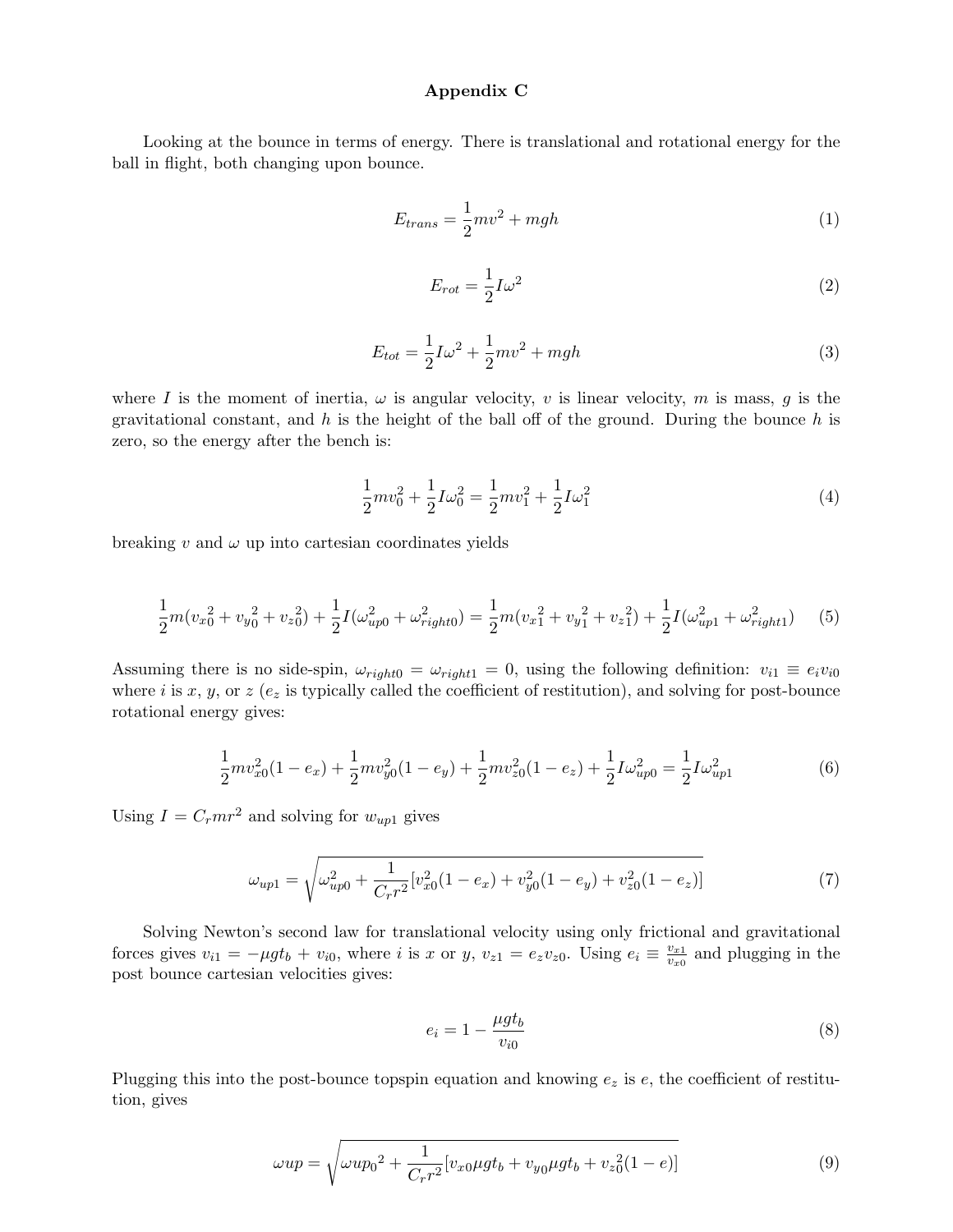# Appendix C

Looking at the bounce in terms of energy. There is translational and rotational energy for the ball in flight, both changing upon bounce.

$$E_{trans} = \frac{1}{2}mv^2 + mgh \tag{1}$$

$$E_{rot} = \frac{1}{2}I\omega^2 \tag{2}$$

$$E_{tot} = \frac{1}{2}I\omega^2 + \frac{1}{2}mv^2 + mgh \tag{3}$$

where $I$ is the moment of inertia, $\omega$ is angular velocity, $v$ is linear velocity, $m$ is mass, $g$ is the gravitational constant, and $h$ is the height of the ball off of the ground. During the bounce $h$ is zero, so the energy after the bench is:

$$\frac{1}{2}mv_0^2 + \frac{1}{2}I\omega_0^2 = \frac{1}{2}mv_1^2 + \frac{1}{2}I\omega_1^2 \tag{4}$$

breaking $v$ and $\omega$ up into cartesian coordinates yields

$$\frac{1}{2}m(v_{x0}^2 + v_{y0}^2 + v_{z0}^2) + \frac{1}{2}I(\omega_{up0}^2 + \omega_{right0}^2) = \frac{1}{2}m(v_{x1}^2 + v_{y1}^2 + v_{z1}^2) + \frac{1}{2}I(\omega_{up1}^2 + \omega_{right1}^2) \tag{5}$$

Assuming there is no side-spin, $\omega_{right0} = \omega_{right1} = 0$, using the following definition: $v_{i1} \equiv e_i v_{i0}$ where $i$ is $x$, $y$, or $z$ ($e_z$ is typically called the coefficient of restitution), and solving for post-bounce rotational energy gives:

$$\frac{1}{2}mv_{x0}^2(1-e_x) + \frac{1}{2}mv_{y0}^2(1-e_y) + \frac{1}{2}mv_{z0}^2(1-e_z) + \frac{1}{2}I\omega_{up0}^2 = \frac{1}{2}I\omega_{up1}^2 \tag{6}$$

Using $I = C_r mr^2$ and solving for $w_{up1}$ gives

$$\omega_{up1} = \sqrt{\omega_{up0}^2 + \frac{1}{C_r r^2}[v_{x0}^2(1-e_x) + v_{y0}^2(1-e_y) + v_{z0}^2(1-e_z)]} \tag{7}$$

Solving Newton's second law for translational velocity using only frictional and gravitational forces gives $v_{i1} = -\mu g t_b + v_{i0}$, where $i$ is $x$ or $y$, $v_{z1} = e_z v_{z0}$. Using $e_i \equiv \frac{v_{x1}}{v_{x0}}$ and plugging in the post bounce cartesian velocities gives:

$$e_i = 1 - \frac{\mu g t_b}{v_{i0}} \tag{8}$$

Plugging this into the post-bounce topspin equation and knowing $e_z$ is $e$, the coefficient of restitution, gives

$$\omega up = \sqrt{\omega {up_0}^2 + \frac{1}{C_r r^2}[v_{x0}\mu g t_b + v_{y0}\mu g t_b + v_{z0}^2(1-e)]} \tag{9}$$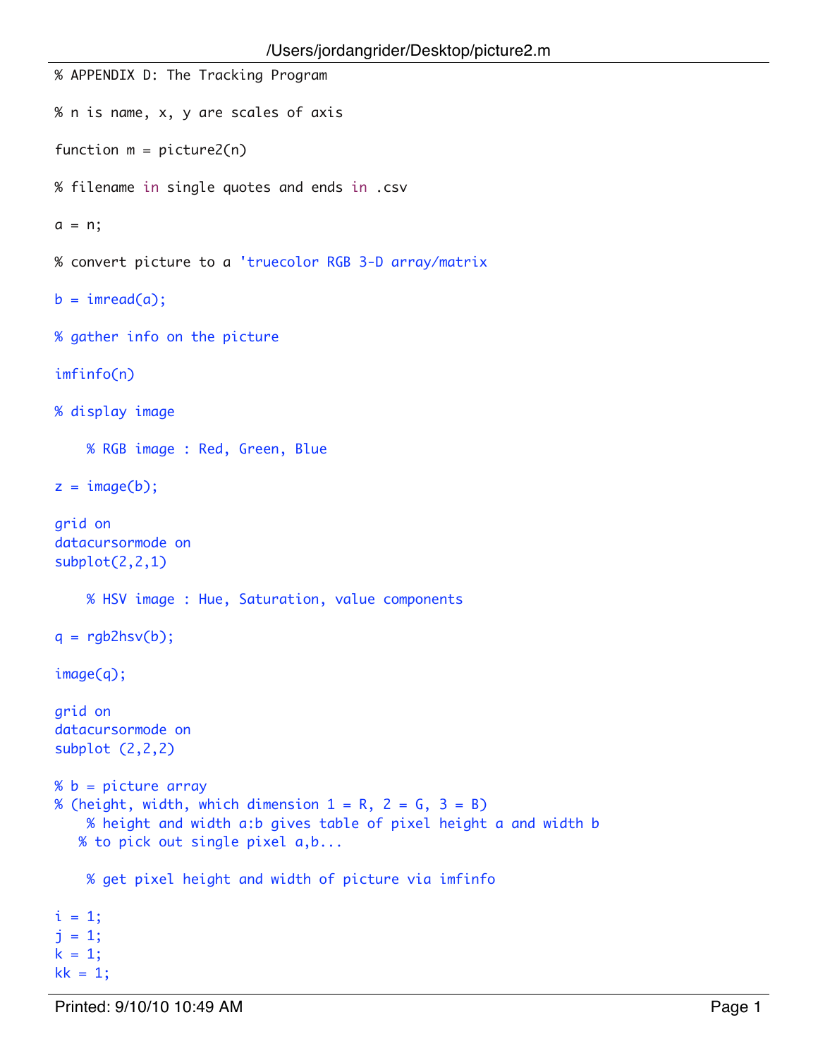```
% APPENDIX D: The Tracking Program

% n is name, x, y are scales of axis

function m = picture2(n)

% filename in single quotes and ends in .csv

a = n;

% convert picture to a 'truecolor RGB 3-D array/matrix

b = imread(a);

% gather info on the picture

imfinfo(n)

% display image

    % RGB image : Red, Green, Blue

z = image(b);

grid on
datacursormode on
subplot(2,2,1)

    % HSV image : Hue, Saturation, value components

q = rgb2hsv(b);

image(q);

grid on
datacursormode on
subplot (2,2,2)

% b = picture array
% (height, width, which dimension 1 = R, 2 = G, 3 = B)
    % height and width a:b gives table of pixel height a and width b
   % to pick out single pixel a,b...

    % get pixel height and width of picture via imfinfo

i = 1;
j = 1;
k = 1;
kk = 1;
```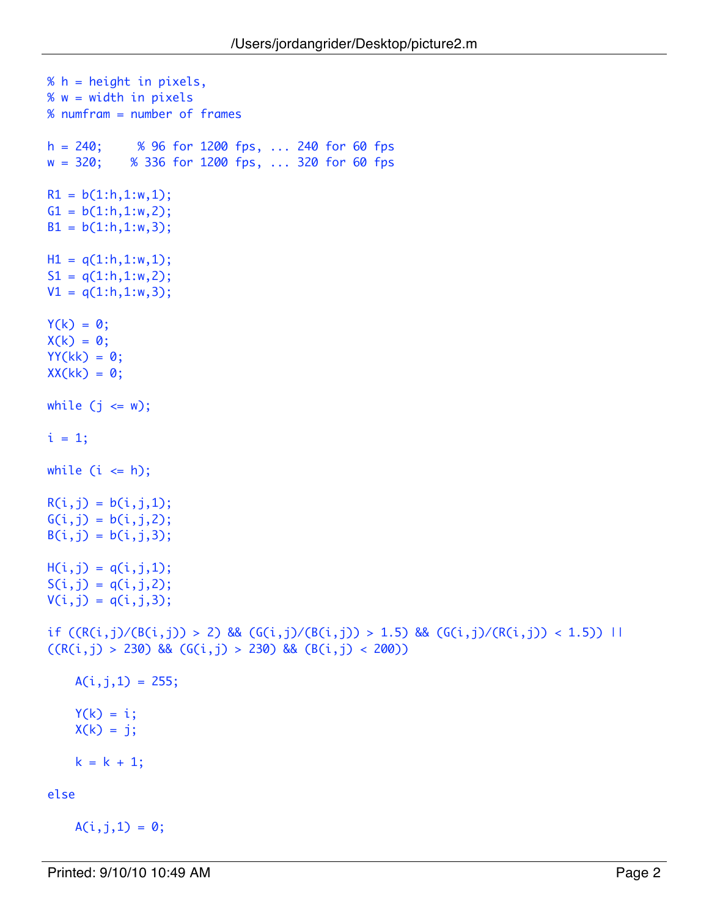```
% h = height in pixels,
% w = width in pixels
% numfram = number of frames

h = 240;     % 96 for 1200 fps, ... 240 for 60 fps
w = 320;    % 336 for 1200 fps, ... 320 for 60 fps

R1 = b(1:h,1:w,1);
G1 = b(1:h,1:w,2);
B1 = b(1:h,1:w,3);

H1 = q(1:h,1:w,1);
S1 = q(1:h,1:w,2);
V1 = q(1:h,1:w,3);

Y(k) = 0;
X(k) = 0;
YY(kk) = 0;
XX(kk) = 0;

while (j <= w);

i = 1;

while (i <= h);

R(i,j) = b(i,j,1);
G(i,j) = b(i,j,2);
B(i,j) = b(i,j,3);

H(i,j) = q(i,j,1);
S(i,j) = q(i,j,2);
V(i,j) = q(i,j,3);

if ((R(i,j)/(B(i,j)) > 2) && (G(i,j)/(B(i,j)) > 1.5) && (G(i,j)/(R(i,j)) < 1.5)) ||
((R(i,j) > 230) && (G(i,j) > 230) && (B(i,j) < 200))

    A(i,j,1) = 255;

    Y(k) = i;
    X(k) = j;

    k = k + 1;

else

    A(i,j,1) = 0;
```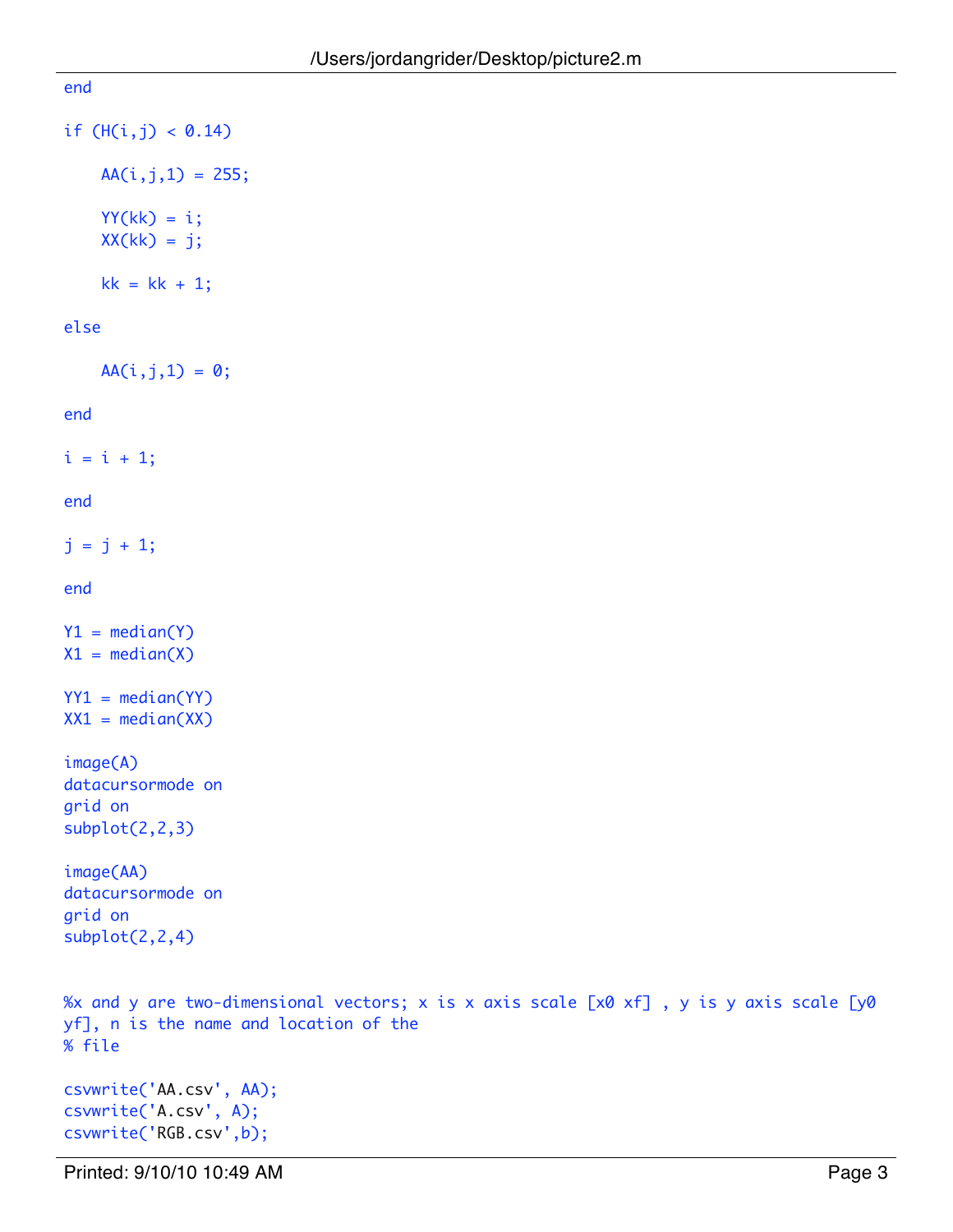```
end

if (H(i,j) < 0.14)

    AA(i,j,1) = 255;

    YY(kk) = i;
    XX(kk) = j;

    kk = kk + 1;

else

    AA(i,j,1) = 0;

end

i = i + 1;

end

j = j + 1;

end

Y1 = median(Y)
X1 = median(X)

YY1 = median(YY)
XX1 = median(XX)

image(A)
datacursormode on
grid on
subplot(2,2,3)

image(AA)
datacursormode on
grid on
subplot(2,2,4)


%x and y are two-dimensional vectors; x is x axis scale [x0 xf] , y is y axis scale [y0
yf], n is the name and location of the
% file

csvwrite('AA.csv', AA);
csvwrite('A.csv', A);
csvwrite('RGB.csv',b);
```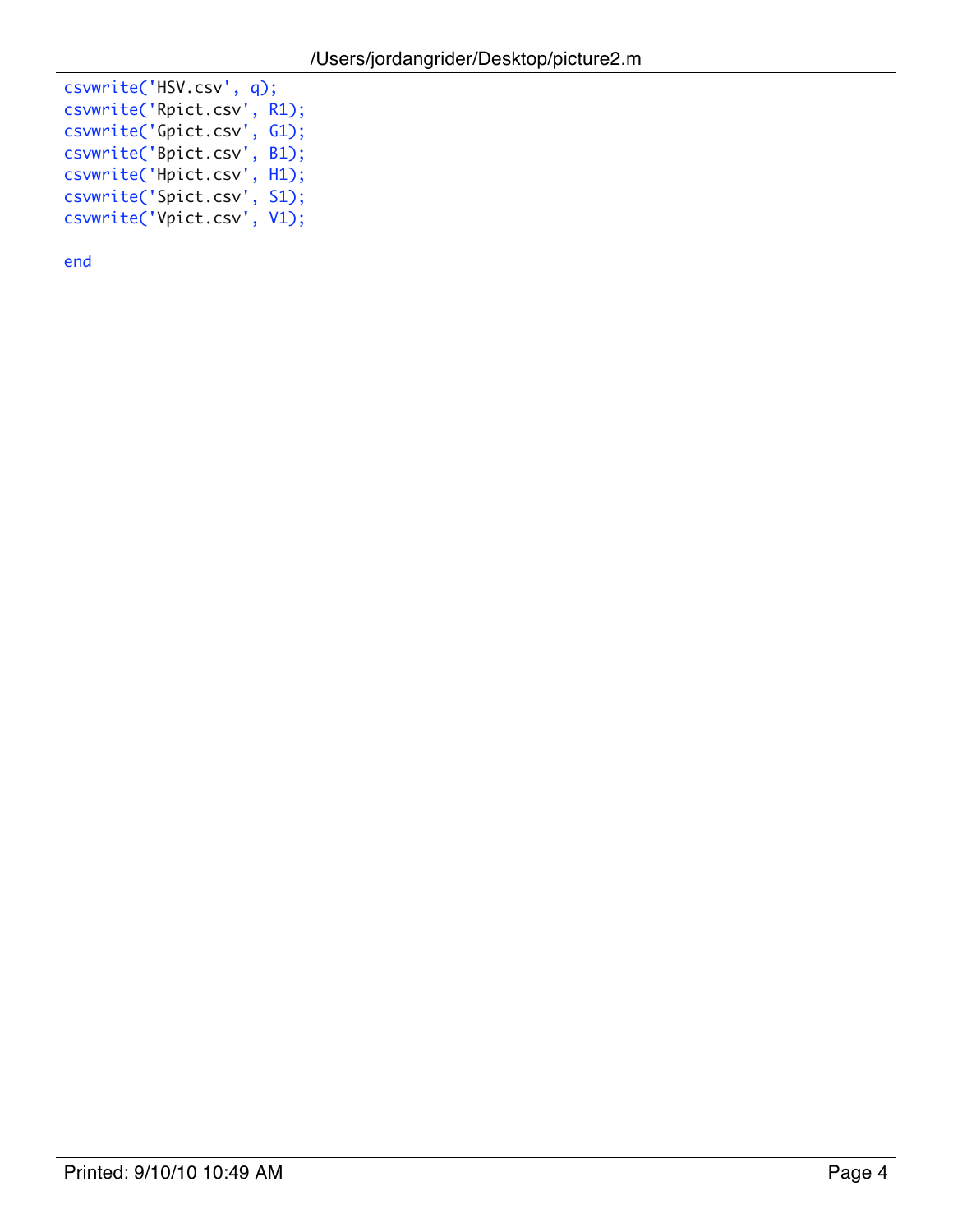```
csvwrite('HSV.csv', q);
csvwrite('Rpict.csv', R1);
csvwrite('Gpict.csv', G1);
csvwrite('Bpict.csv', B1);
csvwrite('Hpict.csv', H1);
csvwrite('Spict.csv', S1);
csvwrite('Vpict.csv', V1);

end
```